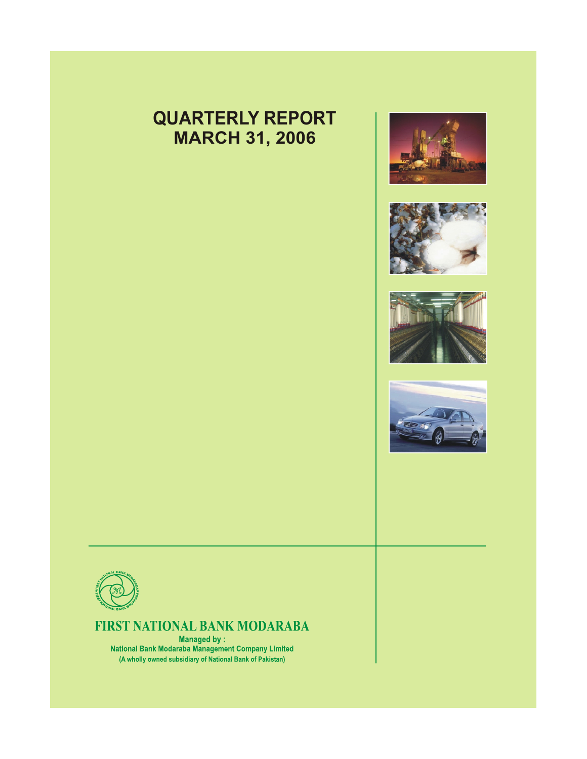# QUARTERLY REPORT
# MARCH 31, 2006

**FIRST NATIONAL BANK MODARABA**

**Managed by :**
**National Bank Modaraba Management Company Limited**
**(A wholly owned subsidiary of National Bank of Pakistan)**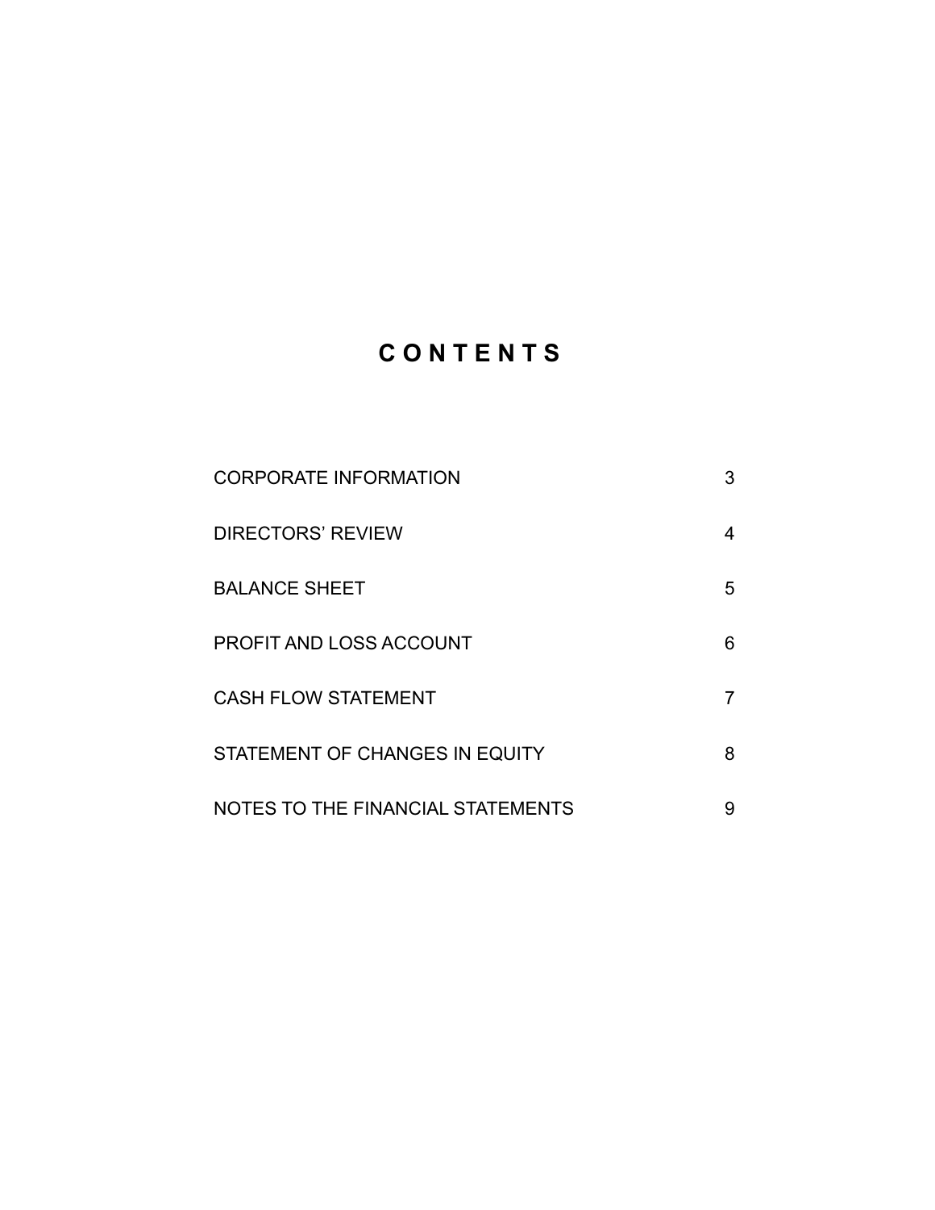# CONTENTS

| | |
|---|---|
| CORPORATE INFORMATION | 3 |
| DIRECTORS' REVIEW | 4 |
| BALANCE SHEET | 5 |
| PROFIT AND LOSS ACCOUNT | 6 |
| CASH FLOW STATEMENT | 7 |
| STATEMENT OF CHANGES IN EQUITY | 8 |
| NOTES TO THE FINANCIAL STATEMENTS | 9 |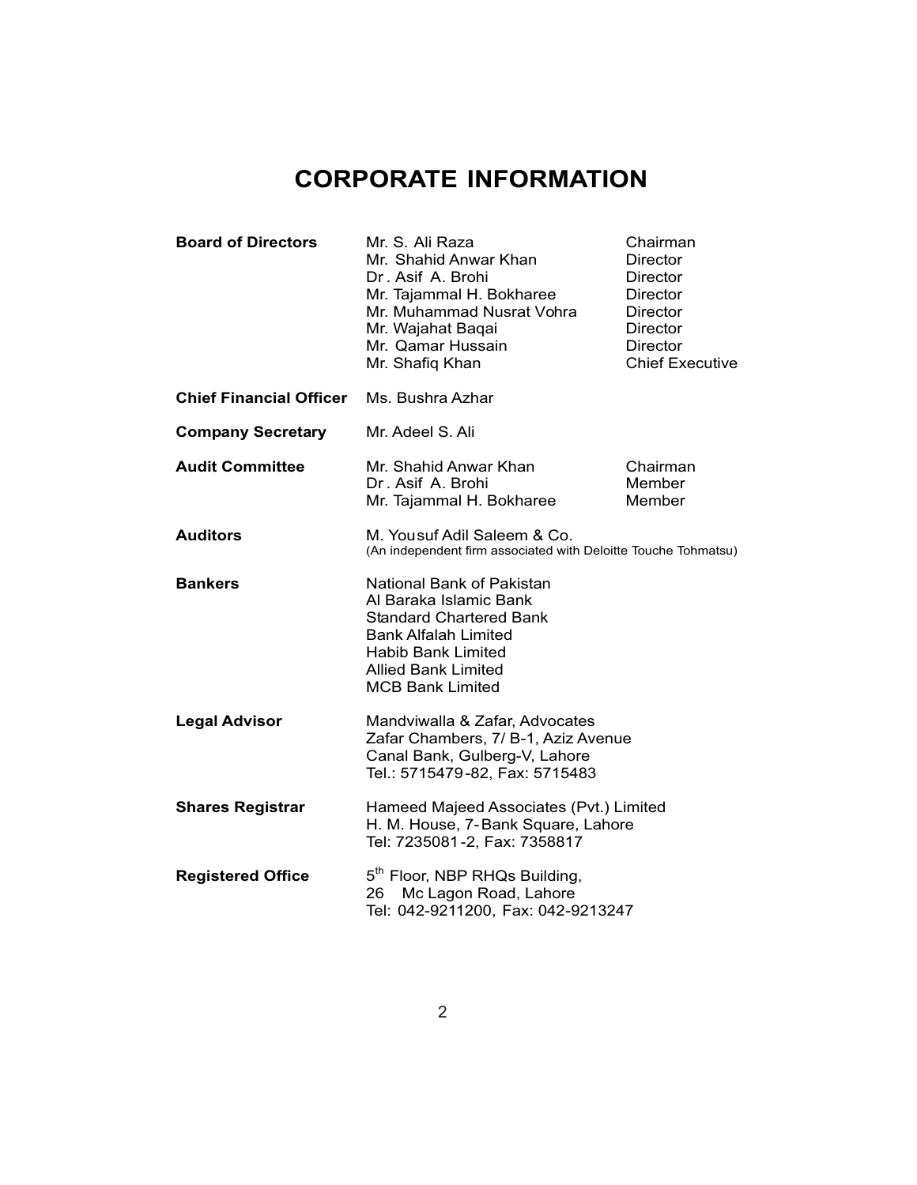# CORPORATE INFORMATION

| | | |
|---|---|---|
| **Board of Directors** | Mr. S. Ali Raza | Chairman |
| | Mr. Shahid Anwar Khan | Director |
| | Dr. Asif A. Brohi | Director |
| | Mr. Tajammal H. Bokharee | Director |
| | Mr. Muhammad Nusrat Vohra | Director |
| | Mr. Wajahat Baqai | Director |
| | Mr. Qamar Hussain | Director |
| | Mr. Shafiq Khan | Chief Executive |
| **Chief Financial Officer** | Ms. Bushra Azhar | |
| **Company Secretary** | Mr. Adeel S. Ali | |
| **Audit Committee** | Mr. Shahid Anwar Khan | Chairman |
| | Dr. Asif A. Brohi | Member |
| | Mr. Tajammal H. Bokharee | Member |

**Auditors**
M. Yousuf Adil Saleem & Co.
(An independent firm associated with Deloitte Touche Tohmatsu)

**Bankers**
National Bank of Pakistan
Al Baraka Islamic Bank
Standard Chartered Bank
Bank Alfalah Limited
Habib Bank Limited
Allied Bank Limited
MCB Bank Limited

**Legal Advisor**
Mandviwalla & Zafar, Advocates
Zafar Chambers, 7/ B-1, Aziz Avenue
Canal Bank, Gulberg-V, Lahore
Tel.: 5715479-82, Fax: 5715483

**Shares Registrar**
Hameed Majeed Associates (Pvt.) Limited
H. M. House, 7-Bank Square, Lahore
Tel: 7235081-2, Fax: 7358817

**Registered Office**
5th Floor, NBP RHQs Building,
26 Mc Lagon Road, Lahore
Tel: 042-9211200, Fax: 042-9213247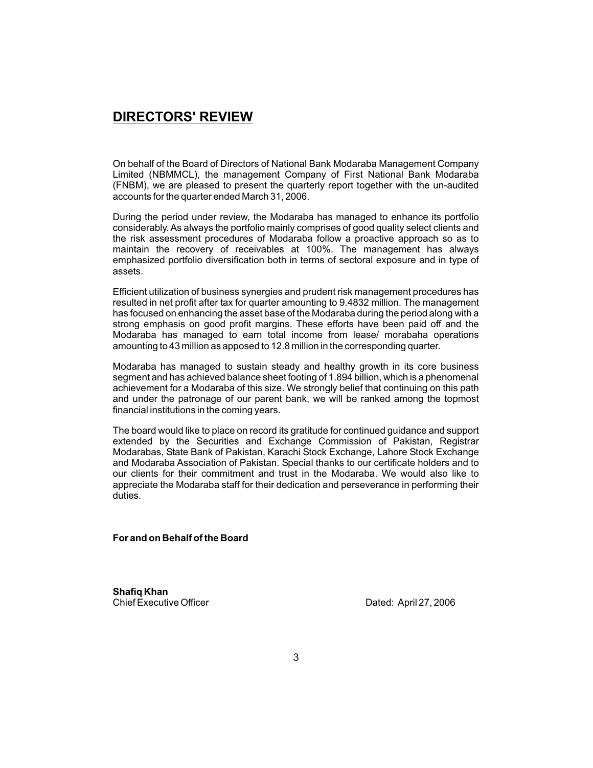# DIRECTORS' REVIEW

On behalf of the Board of Directors of National Bank Modaraba Management Company Limited (NBMMCL), the management Company of First National Bank Modaraba (FNBM), we are pleased to present the quarterly report together with the un-audited accounts for the quarter ended March 31, 2006.

During the period under review, the Modaraba has managed to enhance its portfolio considerably. As always the portfolio mainly comprises of good quality select clients and the risk assessment procedures of Modaraba follow a proactive approach so as to maintain the recovery of receivables at 100%. The management has always emphasized portfolio diversification both in terms of sectoral exposure and in type of assets.

Efficient utilization of business synergies and prudent risk management procedures has resulted in net profit after tax for quarter amounting to 9.4832 million. The management has focused on enhancing the asset base of the Modaraba during the period along with a strong emphasis on good profit margins. These efforts have been paid off and the Modaraba has managed to earn total income from lease/ morabaha operations amounting to 43 million as apposed to 12.8 million in the corresponding quarter.

Modaraba has managed to sustain steady and healthy growth in its core business segment and has achieved balance sheet footing of 1.894 billion, which is a phenomenal achievement for a Modaraba of this size. We strongly belief that continuing on this path and under the patronage of our parent bank, we will be ranked among the topmost financial institutions in the coming years.

The board would like to place on record its gratitude for continued guidance and support extended by the Securities and Exchange Commission of Pakistan, Registrar Modarabas, State Bank of Pakistan, Karachi Stock Exchange, Lahore Stock Exchange and Modaraba Association of Pakistan. Special thanks to our certificate holders and to our clients for their commitment and trust in the Modaraba. We would also like to appreciate the Modaraba staff for their dedication and perseverance in performing their duties.

**For and on Behalf of the Board**

**Shafiq Khan**
Chief Executive Officer

Dated: April 27, 2006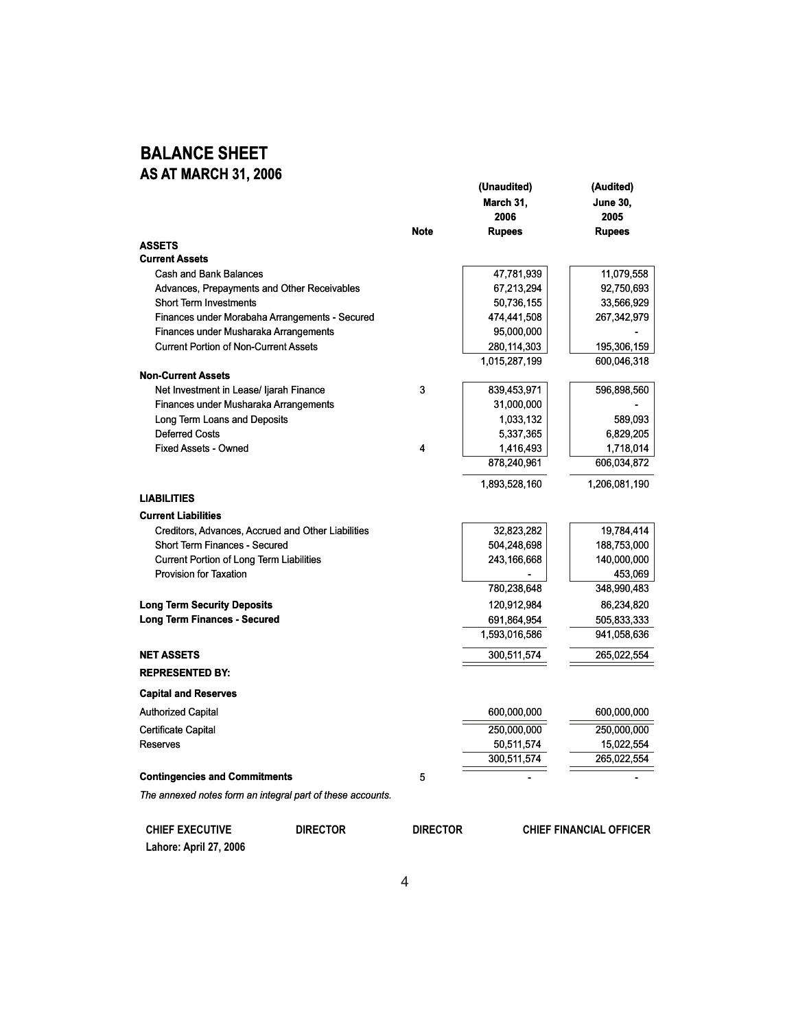# BALANCE SHEET
## AS AT MARCH 31, 2006

| | Note | (Unaudited) March 31, 2006 Rupees | (Audited) June 30, 2005 Rupees |
|---|---|---|---|
| **ASSETS** | | | |
| **Current Assets** | | | |
| Cash and Bank Balances | | 47,781,939 | 11,079,558 |
| Advances, Prepayments and Other Receivables | | 67,213,294 | 92,750,693 |
| Short Term Investments | | 50,736,155 | 33,566,929 |
| Finances under Morabaha Arrangements - Secured | | 474,441,508 | 267,342,979 |
| Finances under Musharaka Arrangements | | 95,000,000 | - |
| Current Portion of Non-Current Assets | | 280,114,303 | 195,306,159 |
| | | 1,015,287,199 | 600,046,318 |
| **Non-Current Assets** | | | |
| Net Investment in Lease/ Ijarah Finance | 3 | 839,453,971 | 596,898,560 |
| Finances under Musharaka Arrangements | | 31,000,000 | - |
| Long Term Loans and Deposits | | 1,033,132 | 589,093 |
| Deferred Costs | | 5,337,365 | 6,829,205 |
| Fixed Assets - Owned | 4 | 1,416,493 | 1,718,014 |
| | | 878,240,961 | 606,034,872 |
| | | 1,893,528,160 | 1,206,081,190 |
| **LIABILITIES** | | | |
| **Current Liabilities** | | | |
| Creditors, Advances, Accrued and Other Liabilities | | 32,823,282 | 19,784,414 |
| Short Term Finances - Secured | | 504,248,698 | 188,753,000 |
| Current Portion of Long Term Liabilities | | 243,166,668 | 140,000,000 |
| Provision for Taxation | | - | 453,069 |
| | | 780,238,648 | 348,990,483 |
| **Long Term Security Deposits** | | 120,912,984 | 86,234,820 |
| **Long Term Finances - Secured** | | 691,864,954 | 505,833,333 |
| | | 1,593,016,586 | 941,058,636 |
| **NET ASSETS** | | 300,511,574 | 265,022,554 |
| **REPRESENTED BY:** | | | |
| **Capital and Reserves** | | | |
| Authorized Capital | | 600,000,000 | 600,000,000 |
| Certificate Capital | | 250,000,000 | 250,000,000 |
| Reserves | | 50,511,574 | 15,022,554 |
| | | 300,511,574 | 265,022,554 |
| **Contingencies and Commitments** | 5 | - | - |

*The annexed notes form an integral part of these accounts.*

**CHIEF EXECUTIVE** **DIRECTOR** **DIRECTOR** **CHIEF FINANCIAL OFFICER**

**Lahore: April 27, 2006**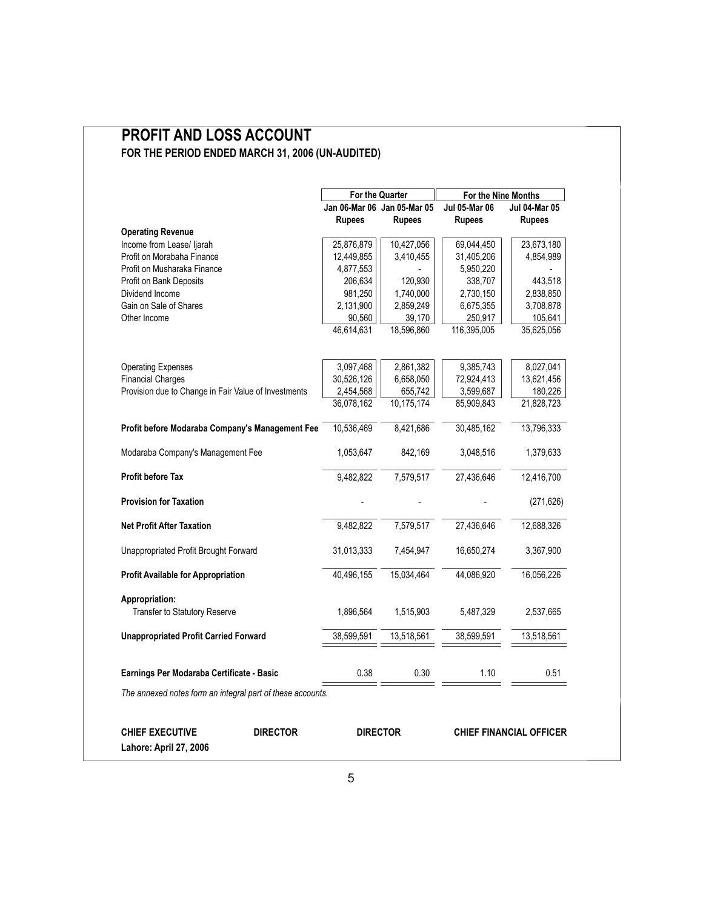# PROFIT AND LOSS ACCOUNT

## FOR THE PERIOD ENDED MARCH 31, 2006 (UN-AUDITED)

| | For the Quarter | | For the Nine Months | |
|---|---|---|---|---|
| | Jan 06-Mar 06 Rupees | Jan 05-Mar 05 Rupees | Jul 05-Mar 06 Rupees | Jul 04-Mar 05 Rupees |
| **Operating Revenue** | | | | |
| Income from Lease/ Ijarah | 25,876,879 | 10,427,056 | 69,044,450 | 23,673,180 |
| Profit on Morabaha Finance | 12,449,855 | 3,410,455 | 31,405,206 | 4,854,989 |
| Profit on Musharaka Finance | 4,877,553 | - | 5,950,220 | - |
| Profit on Bank Deposits | 206,634 | 120,930 | 338,707 | 443,518 |
| Dividend Income | 981,250 | 1,740,000 | 2,730,150 | 2,838,850 |
| Gain on Sale of Shares | 2,131,900 | 2,859,249 | 6,675,355 | 3,708,878 |
| Other Income | 90,560 | 39,170 | 250,917 | 105,641 |
| | 46,614,631 | 18,596,860 | 116,395,005 | 35,625,056 |
| Operating Expenses | 3,097,468 | 2,861,382 | 9,385,743 | 8,027,041 |
| Financial Charges | 30,526,126 | 6,658,050 | 72,924,413 | 13,621,456 |
| Provision due to Change in Fair Value of Investments | 2,454,568 | 655,742 | 3,599,687 | 180,226 |
| | 36,078,162 | 10,175,174 | 85,909,843 | 21,828,723 |
| **Profit before Modaraba Company's Management Fee** | 10,536,469 | 8,421,686 | 30,485,162 | 13,796,333 |
| Modaraba Company's Management Fee | 1,053,647 | 842,169 | 3,048,516 | 1,379,633 |
| **Profit before Tax** | 9,482,822 | 7,579,517 | 27,436,646 | 12,416,700 |
| **Provision for Taxation** | - | - | - | (271,626) |
| **Net Profit After Taxation** | 9,482,822 | 7,579,517 | 27,436,646 | 12,688,326 |
| Unappropriated Profit Brought Forward | 31,013,333 | 7,454,947 | 16,650,274 | 3,367,900 |
| **Profit Available for Appropriation** | 40,496,155 | 15,034,464 | 44,086,920 | 16,056,226 |
| **Appropriation:** | | | | |
| Transfer to Statutory Reserve | 1,896,564 | 1,515,903 | 5,487,329 | 2,537,665 |
| **Unappropriated Profit Carried Forward** | 38,599,591 | 13,518,561 | 38,599,591 | 13,518,561 |
| **Earnings Per Modaraba Certificate - Basic** | 0.38 | 0.30 | 1.10 | 0.51 |

*The annexed notes form an integral part of these accounts.*

**CHIEF EXECUTIVE** **DIRECTOR** **DIRECTOR** **CHIEF FINANCIAL OFFICER**

**Lahore: April 27, 2006**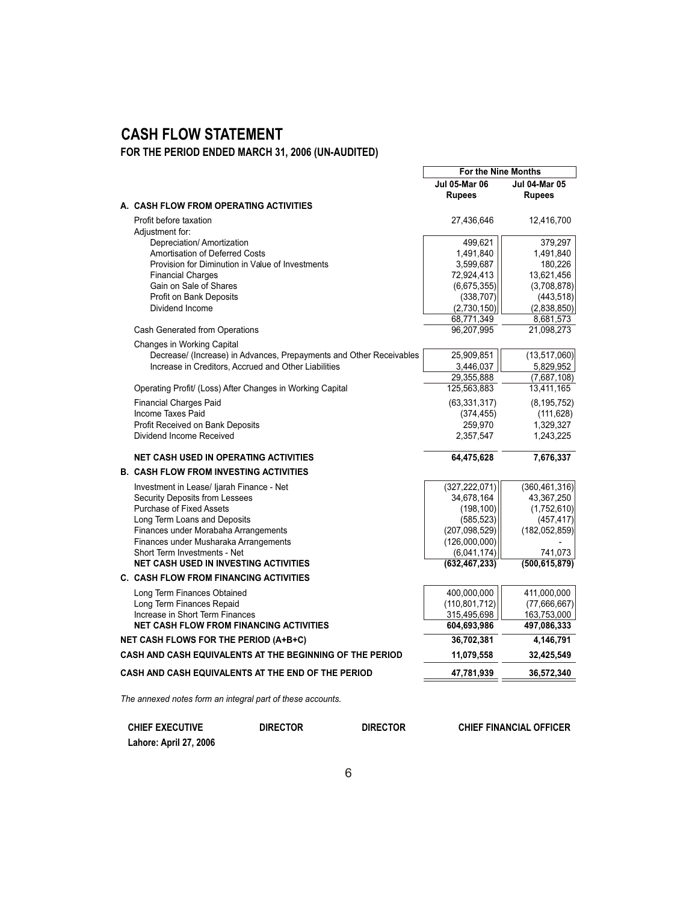# CASH FLOW STATEMENT

## FOR THE PERIOD ENDED MARCH 31, 2006 (UN-AUDITED)

| | For the Nine Months | |
|---|---|---|
| | **Jul 05-Mar 06 Rupees** | **Jul 04-Mar 05 Rupees** |
| **A. CASH FLOW FROM OPERATING ACTIVITIES** | | |
| Profit before taxation | 27,436,646 | 12,416,700 |
| Adjustment for: | | |
| Depreciation/ Amortization | 499,621 | 379,297 |
| Amortisation of Deferred Costs | 1,491,840 | 1,491,840 |
| Provision for Diminution in Value of Investments | 3,599,687 | 180,226 |
| Financial Charges | 72,924,413 | 13,621,456 |
| Gain on Sale of Shares | (6,675,355) | (3,708,878) |
| Profit on Bank Deposits | (338,707) | (443,518) |
| Dividend Income | (2,730,150) | (2,838,850) |
| | 68,771,349 | 8,681,573 |
| Cash Generated from Operations | 96,207,995 | 21,098,273 |
| Changes in Working Capital | | |
| Decrease/ (Increase) in Advances, Prepayments and Other Receivables | 25,909,851 | (13,517,060) |
| Increase in Creditors, Accrued and Other Liabilities | 3,446,037 | 5,829,952 |
| | 29,355,888 | (7,687,108) |
| Operating Profit/ (Loss) After Changes in Working Capital | 125,563,883 | 13,411,165 |
| Financial Charges Paid | (63,331,317) | (8,195,752) |
| Income Taxes Paid | (374,455) | (111,628) |
| Profit Received on Bank Deposits | 259,970 | 1,329,327 |
| Dividend Income Received | 2,357,547 | 1,243,225 |
| **NET CASH USED IN OPERATING ACTIVITIES** | **64,475,628** | **7,676,337** |
| **B. CASH FLOW FROM INVESTING ACTIVITIES** | | |
| Investment in Lease/ Ijarah Finance - Net | (327,222,071) | (360,461,316) |
| Security Deposits from Lessees | 34,678,164 | 43,367,250 |
| Purchase of Fixed Assets | (198,100) | (1,752,610) |
| Long Term Loans and Deposits | (585,523) | (457,417) |
| Finances under Morabaha Arrangements | (207,098,529) | (182,052,859) |
| Finances under Musharaka Arrangements | (126,000,000) | - |
| Short Term Investments - Net | (6,041,174) | 741,073 |
| **NET CASH USED IN INVESTING ACTIVITIES** | **(632,467,233)** | **(500,615,879)** |
| **C. CASH FLOW FROM FINANCING ACTIVITIES** | | |
| Long Term Finances Obtained | 400,000,000 | 411,000,000 |
| Long Term Finances Repaid | (110,801,712) | (77,666,667) |
| Increase in Short Term Finances | 315,495,698 | 163,753,000 |
| **NET CASH FLOW FROM FINANCING ACTIVITIES** | **604,693,986** | **497,086,333** |
| **NET CASH FLOWS FOR THE PERIOD (A+B+C)** | **36,702,381** | **4,146,791** |
| **CASH AND CASH EQUIVALENTS AT THE BEGINNING OF THE PERIOD** | **11,079,558** | **32,425,549** |
| **CASH AND CASH EQUIVALENTS AT THE END OF THE PERIOD** | **47,781,939** | **36,572,340** |

*The annexed notes form an integral part of these accounts.*

**CHIEF EXECUTIVE** **DIRECTOR** **DIRECTOR** **CHIEF FINANCIAL OFFICER**

**Lahore: April 27, 2006**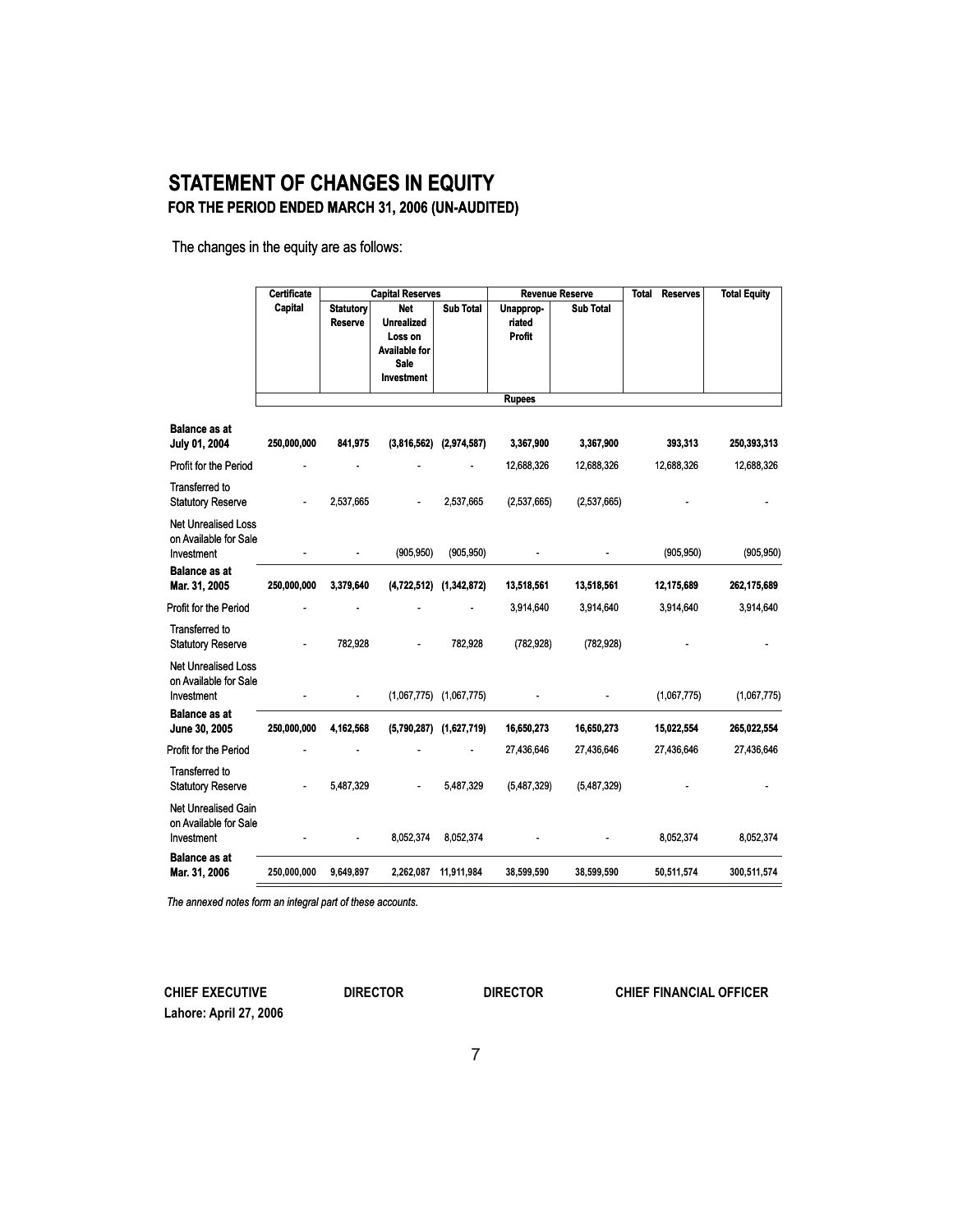# STATEMENT OF CHANGES IN EQUITY

## FOR THE PERIOD ENDED MARCH 31, 2006 (UN-AUDITED)

The changes in the equity are as follows:

| | Certificate Capital | Capital Reserves | | | Revenue Reserve | | Total Reserves | Total Equity |
|---|---|---|---|---|---|---|---|---|
| | | Statutory Reserve | Net Unrealized Loss on Available for Sale Investment | Sub Total | Unapprop-riated Profit | Sub Total | | |
| | | | | | Rupees | | | |
| **Balance as at July 01, 2004** | **250,000,000** | **841,975** | **(3,816,562)** | **(2,974,587)** | **3,367,900** | **3,367,900** | **393,313** | **250,393,313** |
| Profit for the Period | - | - | - | - | 12,688,326 | 12,688,326 | 12,688,326 | 12,688,326 |
| Transferred to Statutory Reserve | - | 2,537,665 | - | 2,537,665 | (2,537,665) | (2,537,665) | - | - |
| Net Unrealised Loss on Available for Sale Investment | - | - | (905,950) | (905,950) | - | - | (905,950) | (905,950) |
| **Balance as at Mar. 31, 2005** | **250,000,000** | **3,379,640** | **(4,722,512)** | **(1,342,872)** | **13,518,561** | **13,518,561** | **12,175,689** | **262,175,689** |
| Profit for the Period | - | - | - | - | 3,914,640 | 3,914,640 | 3,914,640 | 3,914,640 |
| Transferred to Statutory Reserve | - | 782,928 | - | 782,928 | (782,928) | (782,928) | - | - |
| Net Unrealised Loss on Available for Sale Investment | - | - | (1,067,775) | (1,067,775) | - | - | (1,067,775) | (1,067,775) |
| **Balance as at June 30, 2005** | **250,000,000** | **4,162,568** | **(5,790,287)** | **(1,627,719)** | **16,650,273** | **16,650,273** | **15,022,554** | **265,022,554** |
| Profit for the Period | - | - | - | - | 27,436,646 | 27,436,646 | 27,436,646 | 27,436,646 |
| Transferred to Statutory Reserve | - | 5,487,329 | - | 5,487,329 | (5,487,329) | (5,487,329) | - | - |
| Net Unrealised Gain on Available for Sale Investment | - | - | 8,052,374 | 8,052,374 | - | - | 8,052,374 | 8,052,374 |
| **Balance as at Mar. 31, 2006** | **250,000,000** | **9,649,897** | **2,262,087** | **11,911,984** | **38,599,590** | **38,599,590** | **50,511,574** | **300,511,574** |

*The annexed notes form an integral part of these accounts.*

**CHIEF EXECUTIVE** **DIRECTOR** **DIRECTOR** **CHIEF FINANCIAL OFFICER**

**Lahore: April 27, 2006**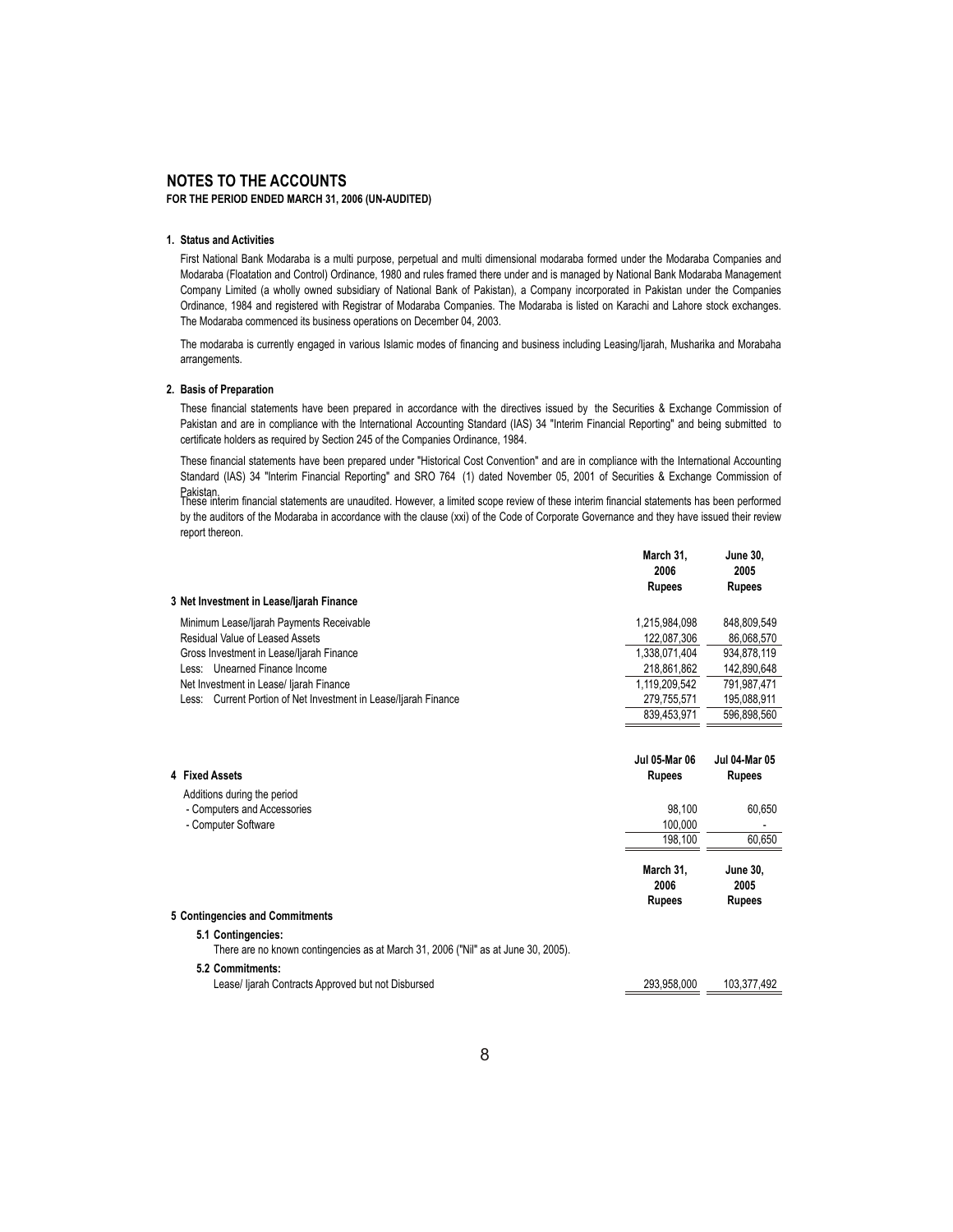# NOTES TO THE ACCOUNTS

**FOR THE PERIOD ENDED MARCH 31, 2006 (UN-AUDITED)**

### 1. Status and Activities

First National Bank Modaraba is a multi purpose, perpetual and multi dimensional modaraba formed under the Modaraba Companies and Modaraba (Floatation and Control) Ordinance, 1980 and rules framed there under and is managed by National Bank Modaraba Management Company Limited (a wholly owned subsidiary of National Bank of Pakistan), a Company incorporated in Pakistan under the Companies Ordinance, 1984 and registered with Registrar of Modaraba Companies. The Modaraba is listed on Karachi and Lahore stock exchanges. The Modaraba commenced its business operations on December 04, 2003.

The modaraba is currently engaged in various Islamic modes of financing and business including Leasing/Ijarah, Musharika and Morabaha arrangements.

### 2. Basis of Preparation

These financial statements have been prepared in accordance with the directives issued by the Securities & Exchange Commission of Pakistan and are in compliance with the International Accounting Standard (IAS) 34 "Interim Financial Reporting" and being submitted to certificate holders as required by Section 245 of the Companies Ordinance, 1984.

These financial statements have been prepared under "Historical Cost Convention" and are in compliance with the International Accounting Standard (IAS) 34 "Interim Financial Reporting" and SRO 764 (1) dated November 05, 2001 of Securities & Exchange Commission of Pakistan.

These interim financial statements are unaudited. However, a limited scope review of these interim financial statements has been performed by the auditors of the Modaraba in accordance with the clause (xxi) of the Code of Corporate Governance and they have issued their review report thereon.

### 3 Net Investment in Lease/Ijarah Finance

| | March 31, 2006 Rupees | June 30, 2005 Rupees |
|---|---|---|
| Minimum Lease/Ijarah Payments Receivable | 1,215,984,098 | 848,809,549 |
| Residual Value of Leased Assets | 122,087,306 | 86,068,570 |
| Gross Investment in Lease/Ijarah Finance | 1,338,071,404 | 934,878,119 |
| Less: Unearned Finance Income | 218,861,862 | 142,890,648 |
| Net Investment in Lease/ Ijarah Finance | 1,119,209,542 | 791,987,471 |
| Less: Current Portion of Net Investment in Lease/Ijarah Finance | 279,755,571 | 195,088,911 |
| | 839,453,971 | 596,898,560 |

### 4 Fixed Assets

| | Jul 05-Mar 06 Rupees | Jul 04-Mar 05 Rupees |
|---|---|---|
| Additions during the period | | |
| - Computers and Accessories | 98,100 | 60,650 |
| - Computer Software | 100,000 | - |
| | 198,100 | 60,650 |

### 5 Contingencies and Commitments

| | March 31, 2006 Rupees | June 30, 2005 Rupees |
|---|---|---|
| **5.1 Contingencies:** | | |
| There are no known contingencies as at March 31, 2006 ("Nil" as at June 30, 2005). | | |
| **5.2 Commitments:** | | |
| Lease/ Ijarah Contracts Approved but not Disbursed | 293,958,000 | 103,377,492 |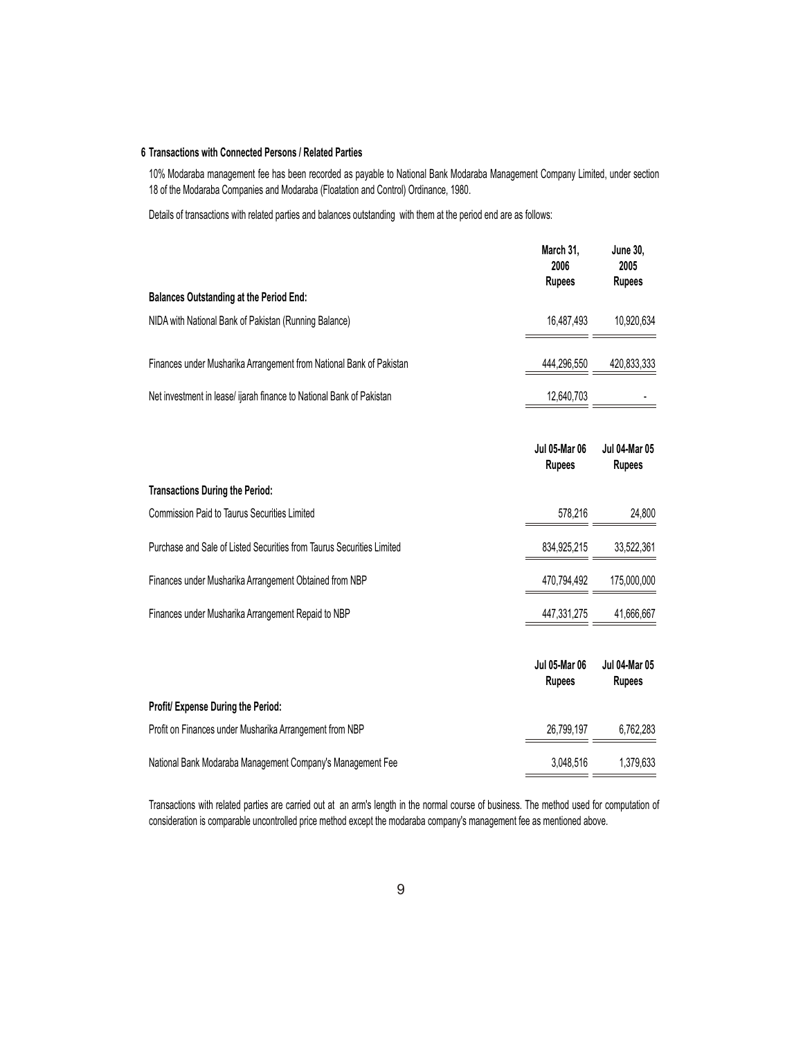## 6 Transactions with Connected Persons / Related Parties

10% Modaraba management fee has been recorded as payable to National Bank Modaraba Management Company Limited, under section 18 of the Modaraba Companies and Modaraba (Floatation and Control) Ordinance, 1980.

Details of transactions with related parties and balances outstanding with them at the period end are as follows:

| | March 31, 2006 Rupees | June 30, 2005 Rupees |
|---|---|---|
| **Balances Outstanding at the Period End:** | | |
| NIDA with National Bank of Pakistan (Running Balance) | 16,487,493 | 10,920,634 |
| Finances under Musharika Arrangement from National Bank of Pakistan | 444,296,550 | 420,833,333 |
| Net investment in lease/ ijarah finance to National Bank of Pakistan | 12,640,703 | - |

| | Jul 05-Mar 06 Rupees | Jul 04-Mar 05 Rupees |
|---|---|---|
| **Transactions During the Period:** | | |
| Commission Paid to Taurus Securities Limited | 578,216 | 24,800 |
| Purchase and Sale of Listed Securities from Taurus Securities Limited | 834,925,215 | 33,522,361 |
| Finances under Musharika Arrangement Obtained from NBP | 470,794,492 | 175,000,000 |
| Finances under Musharika Arrangement Repaid to NBP | 447,331,275 | 41,666,667 |

| | Jul 05-Mar 06 Rupees | Jul 04-Mar 05 Rupees |
|---|---|---|
| **Profit/ Expense During the Period:** | | |
| Profit on Finances under Musharika Arrangement from NBP | 26,799,197 | 6,762,283 |
| National Bank Modaraba Management Company's Management Fee | 3,048,516 | 1,379,633 |

Transactions with related parties are carried out at an arm's length in the normal course of business. The method used for computation of consideration is comparable uncontrolled price method except the modaraba company's management fee as mentioned above.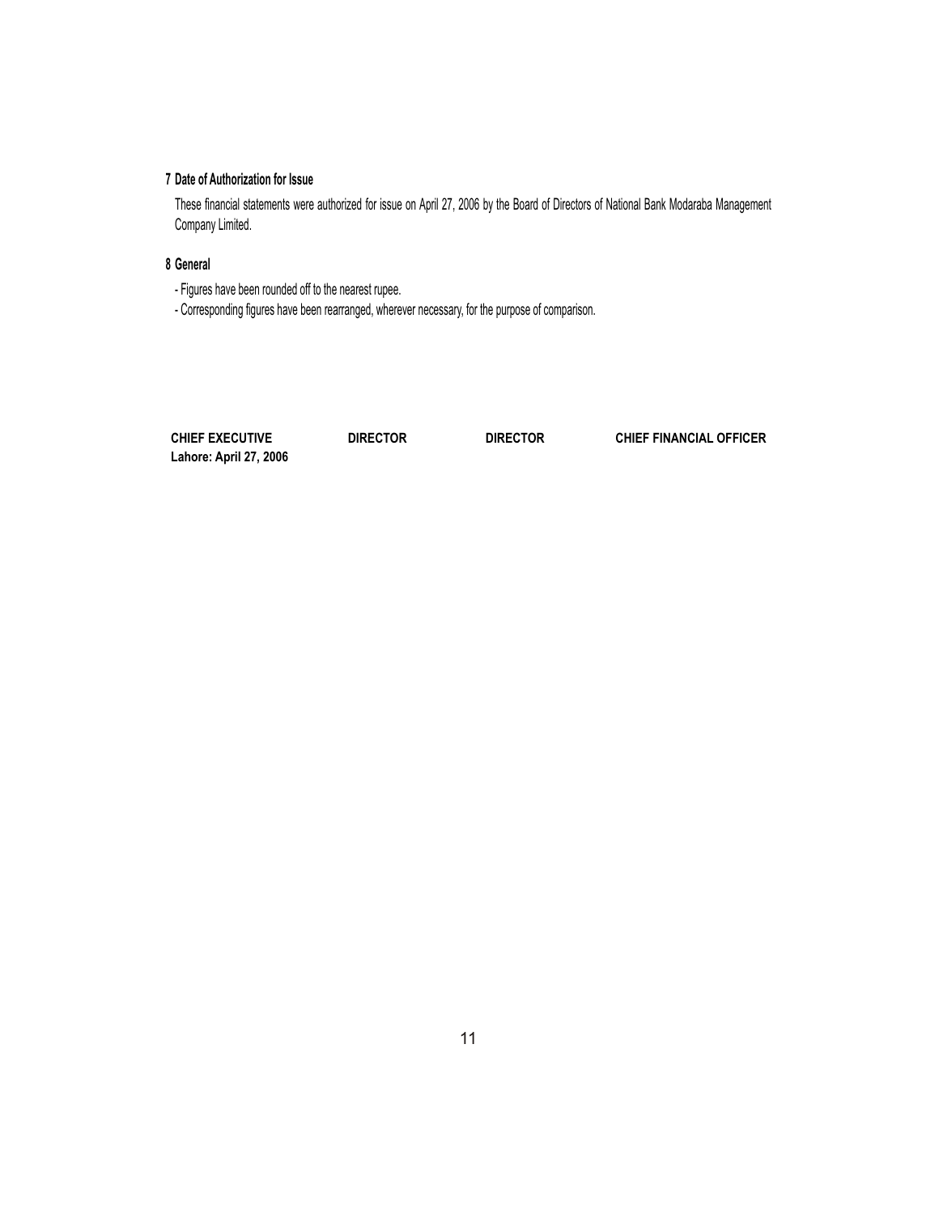## 7 Date of Authorization for Issue

These financial statements were authorized for issue on April 27, 2006 by the Board of Directors of National Bank Modaraba Management Company Limited.

## 8 General

- Figures have been rounded off to the nearest rupee.
- Corresponding figures have been rearranged, wherever necessary, for the purpose of comparison.

| | | | |
|---|---|---|---|
| **CHIEF EXECUTIVE** | **DIRECTOR** | **DIRECTOR** | **CHIEF FINANCIAL OFFICER** |

**Lahore: April 27, 2006**